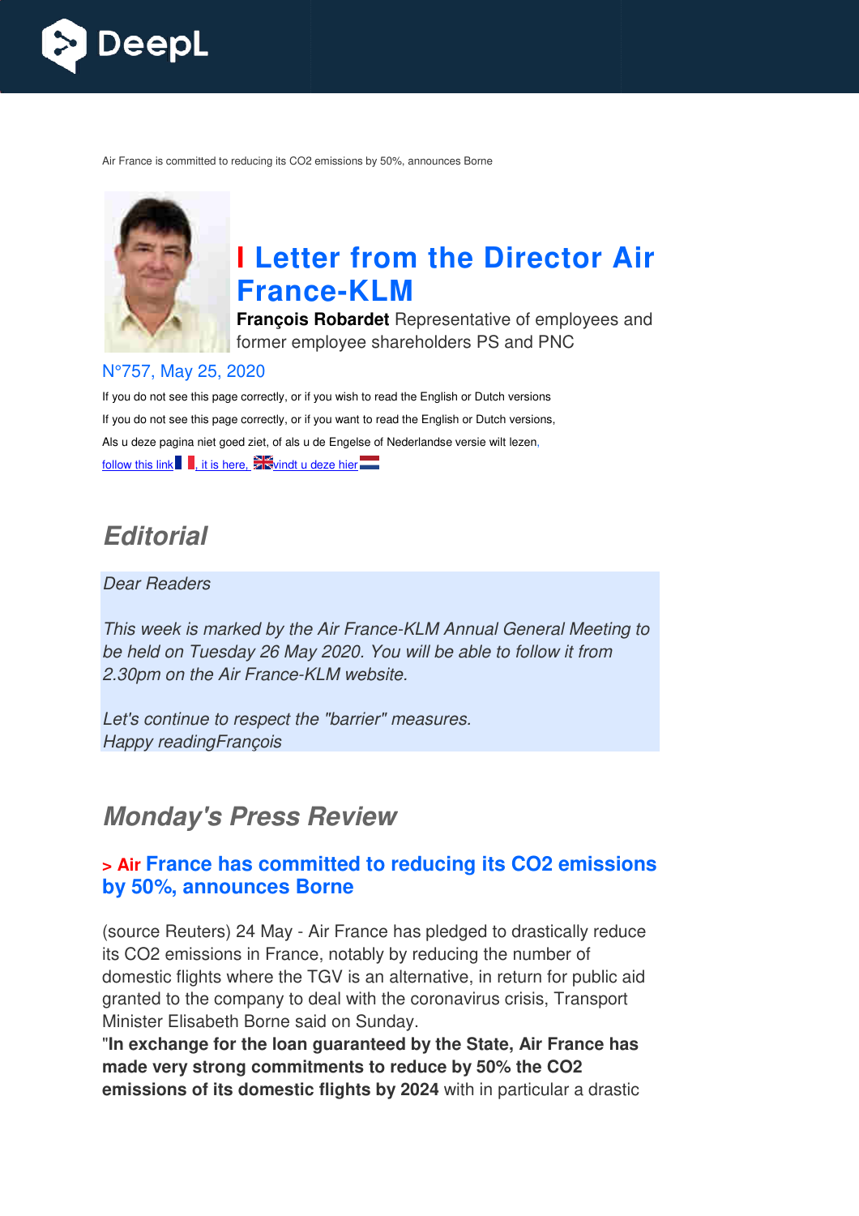Air France is committed to reducing its CO2 emissions by 50%, announces Borne

# I Letter from the Director Air France-KLM

**François Robardet** Representative of employees and former employee shareholders PS and PNC

N°757, May 25, 2020

If you do not see this page correctly, or if you wish to read the English or Dutch versions

If you do not see this page correctly, or if you want to read the English or Dutch versions,

Als u deze pagina niet goed ziet, of als u de Engelse of Nederlandse versie wilt lezen,

follow this link, it is here, vindt u deze hier

## Editorial

*Dear Readers*

*This week is marked by the Air France-KLM Annual General Meeting to be held on Tuesday 26 May 2020. You will be able to follow it from 2.30pm on the Air France-KLM website.*

*Let's continue to respect the "barrier" measures.*
*Happy readingFrançois*

## Monday's Press Review

### > Air France has committed to reducing its CO2 emissions by 50%, announces Borne

(source Reuters) 24 May - Air France has pledged to drastically reduce its CO2 emissions in France, notably by reducing the number of domestic flights where the TGV is an alternative, in return for public aid granted to the company to deal with the coronavirus crisis, Transport Minister Elisabeth Borne said on Sunday.

"**In exchange for the loan guaranteed by the State, Air France has made very strong commitments to reduce by 50% the CO2 emissions of its domestic flights by 2024** with in particular a drastic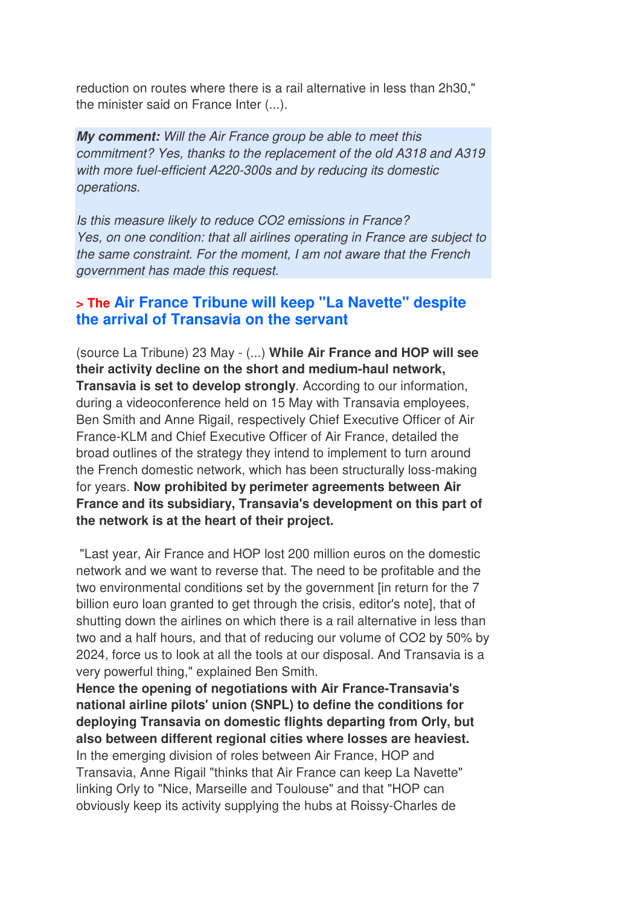reduction on routes where there is a rail alternative in less than 2h30," the minister said on France Inter (...).

***My comment:*** *Will the Air France group be able to meet this commitment? Yes, thanks to the replacement of the old A318 and A319 with more fuel-efficient A220-300s and by reducing its domestic operations.*

*Is this measure likely to reduce CO2 emissions in France? Yes, on one condition: that all airlines operating in France are subject to the same constraint. For the moment, I am not aware that the French government has made this request.*

## > The Air France Tribune will keep "La Navette" despite the arrival of Transavia on the servant

(source La Tribune) 23 May - (...) **While Air France and HOP will see their activity decline on the short and medium-haul network, Transavia is set to develop strongly**. According to our information, during a videoconference held on 15 May with Transavia employees, Ben Smith and Anne Rigail, respectively Chief Executive Officer of Air France-KLM and Chief Executive Officer of Air France, detailed the broad outlines of the strategy they intend to implement to turn around the French domestic network, which has been structurally loss-making for years. **Now prohibited by perimeter agreements between Air France and its subsidiary, Transavia's development on this part of the network is at the heart of their project.**

"Last year, Air France and HOP lost 200 million euros on the domestic network and we want to reverse that. The need to be profitable and the two environmental conditions set by the government [in return for the 7 billion euro loan granted to get through the crisis, editor's note], that of shutting down the airlines on which there is a rail alternative in less than two and a half hours, and that of reducing our volume of CO2 by 50% by 2024, force us to look at all the tools at our disposal. And Transavia is a very powerful thing," explained Ben Smith.

**Hence the opening of negotiations with Air France-Transavia's national airline pilots' union (SNPL) to define the conditions for deploying Transavia on domestic flights departing from Orly, but also between different regional cities where losses are heaviest.**

In the emerging division of roles between Air France, HOP and Transavia, Anne Rigail "thinks that Air France can keep La Navette" linking Orly to "Nice, Marseille and Toulouse" and that "HOP can obviously keep its activity supplying the hubs at Roissy-Charles de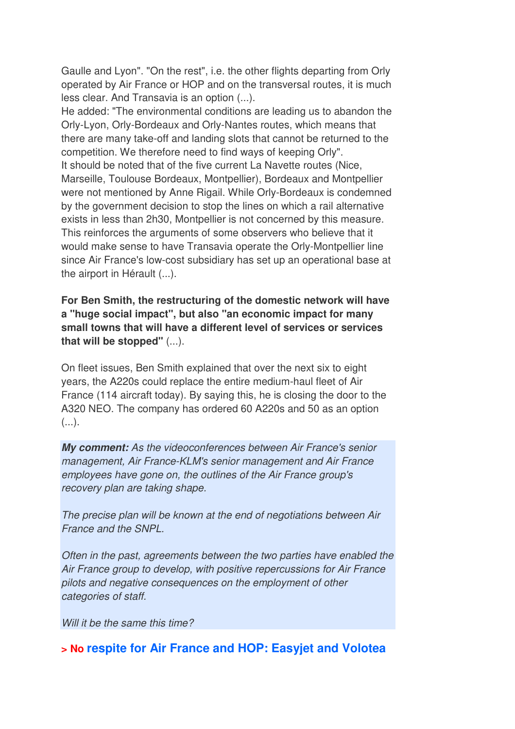Gaulle and Lyon". "On the rest", i.e. the other flights departing from Orly operated by Air France or HOP and on the transversal routes, it is much less clear. And Transavia is an option (...).
He added: "The environmental conditions are leading us to abandon the Orly-Lyon, Orly-Bordeaux and Orly-Nantes routes, which means that there are many take-off and landing slots that cannot be returned to the competition. We therefore need to find ways of keeping Orly".
It should be noted that of the five current La Navette routes (Nice, Marseille, Toulouse Bordeaux, Montpellier), Bordeaux and Montpellier were not mentioned by Anne Rigail. While Orly-Bordeaux is condemned by the government decision to stop the lines on which a rail alternative exists in less than 2h30, Montpellier is not concerned by this measure. This reinforces the arguments of some observers who believe that it would make sense to have Transavia operate the Orly-Montpellier line since Air France's low-cost subsidiary has set up an operational base at the airport in Hérault (...).

**For Ben Smith, the restructuring of the domestic network will have a "huge social impact", but also "an economic impact for many small towns that will have a different level of services or services that will be stopped"** (...).

On fleet issues, Ben Smith explained that over the next six to eight years, the A220s could replace the entire medium-haul fleet of Air France (114 aircraft today). By saying this, he is closing the door to the A320 NEO. The company has ordered 60 A220s and 50 as an option (...).

***My comment:*** *As the videoconferences between Air France's senior management, Air France-KLM's senior management and Air France employees have gone on, the outlines of the Air France group's recovery plan are taking shape.*

*The precise plan will be known at the end of negotiations between Air France and the SNPL.*

*Often in the past, agreements between the two parties have enabled the Air France group to develop, with positive repercussions for Air France pilots and negative consequences on the employment of other categories of staff.*

*Will it be the same this time?*

## > No respite for Air France and HOP: Easyjet and Volotea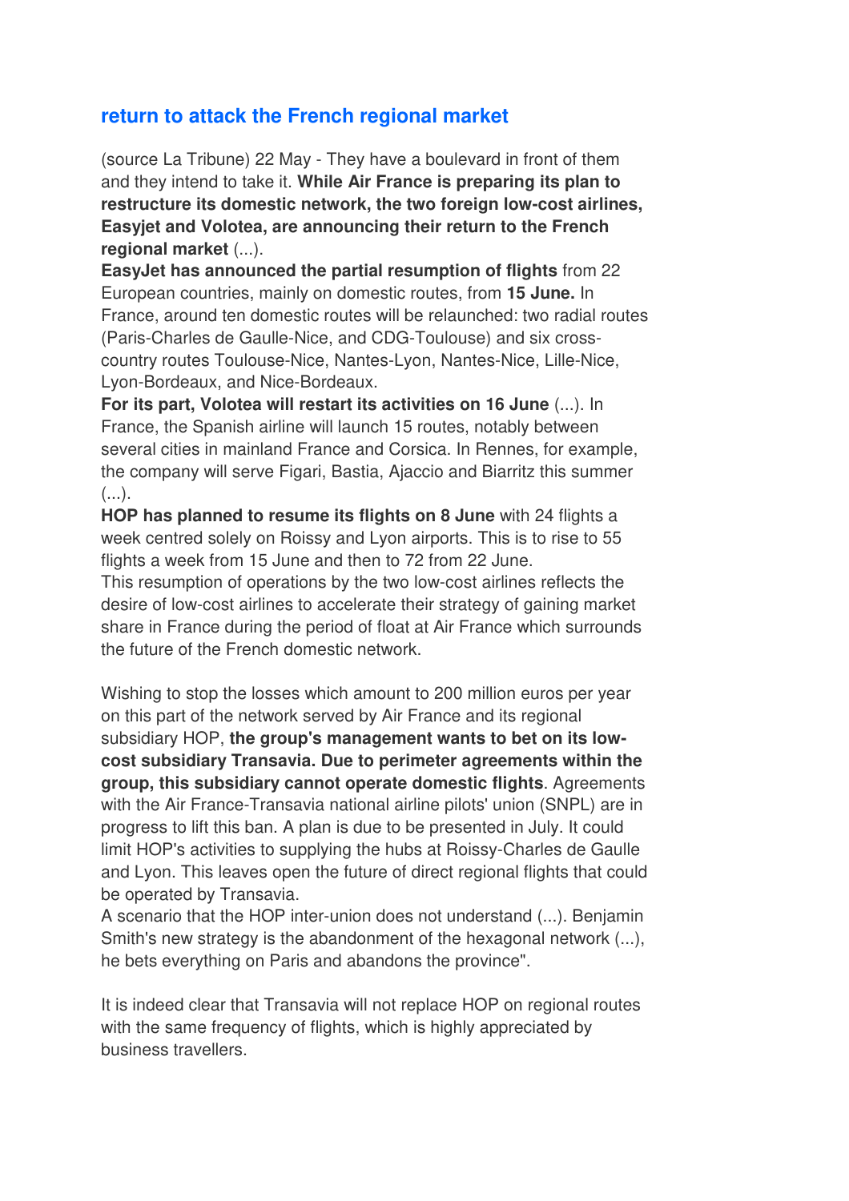## return to attack the French regional market

(source La Tribune) 22 May - They have a boulevard in front of them and they intend to take it. **While Air France is preparing its plan to restructure its domestic network, the two foreign low-cost airlines, Easyjet and Volotea, are announcing their return to the French regional market** (...).
**EasyJet has announced the partial resumption of flights** from 22 European countries, mainly on domestic routes, from **15 June.** In France, around ten domestic routes will be relaunched: two radial routes (Paris-Charles de Gaulle-Nice, and CDG-Toulouse) and six cross-country routes Toulouse-Nice, Nantes-Lyon, Nantes-Nice, Lille-Nice, Lyon-Bordeaux, and Nice-Bordeaux.
**For its part, Volotea will restart its activities on 16 June** (...). In France, the Spanish airline will launch 15 routes, notably between several cities in mainland France and Corsica. In Rennes, for example, the company will serve Figari, Bastia, Ajaccio and Biarritz this summer (...).
**HOP has planned to resume its flights on 8 June** with 24 flights a week centred solely on Roissy and Lyon airports. This is to rise to 55 flights a week from 15 June and then to 72 from 22 June.
This resumption of operations by the two low-cost airlines reflects the desire of low-cost airlines to accelerate their strategy of gaining market share in France during the period of float at Air France which surrounds the future of the French domestic network.

Wishing to stop the losses which amount to 200 million euros per year on this part of the network served by Air France and its regional subsidiary HOP, **the group's management wants to bet on its low-cost subsidiary Transavia. Due to perimeter agreements within the group, this subsidiary cannot operate domestic flights**. Agreements with the Air France-Transavia national airline pilots' union (SNPL) are in progress to lift this ban. A plan is due to be presented in July. It could limit HOP's activities to supplying the hubs at Roissy-Charles de Gaulle and Lyon. This leaves open the future of direct regional flights that could be operated by Transavia.
A scenario that the HOP inter-union does not understand (...). Benjamin Smith's new strategy is the abandonment of the hexagonal network (...), he bets everything on Paris and abandons the province".

It is indeed clear that Transavia will not replace HOP on regional routes with the same frequency of flights, which is highly appreciated by business travellers.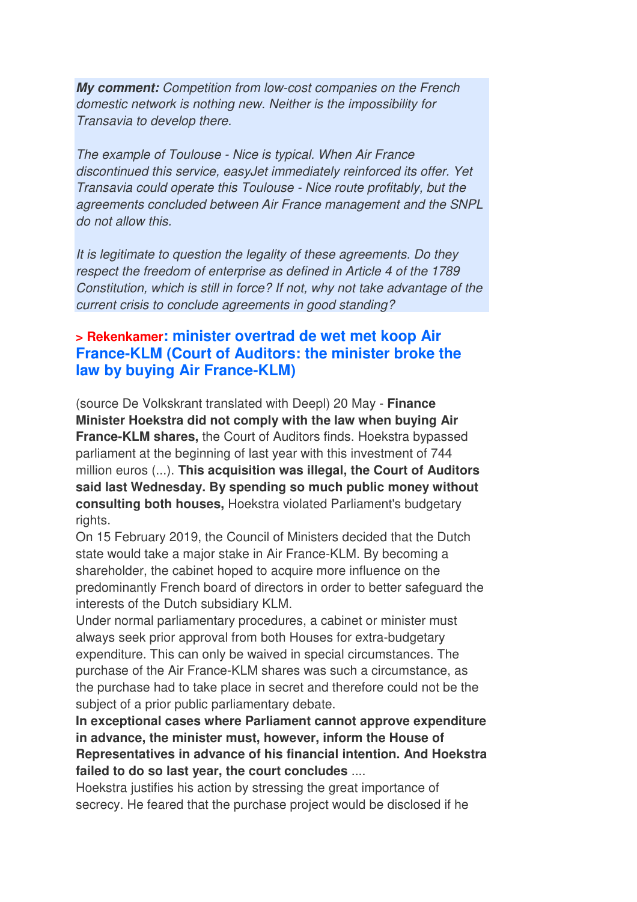***My comment:*** *Competition from low-cost companies on the French domestic network is nothing new. Neither is the impossibility for Transavia to develop there.*

*The example of Toulouse - Nice is typical. When Air France discontinued this service, easyJet immediately reinforced its offer. Yet Transavia could operate this Toulouse - Nice route profitably, but the agreements concluded between Air France management and the SNPL do not allow this.*

*It is legitimate to question the legality of these agreements. Do they respect the freedom of enterprise as defined in Article 4 of the 1789 Constitution, which is still in force? If not, why not take advantage of the current crisis to conclude agreements in good standing?*

### > Rekenkamer: minister overtrad de wet met koop Air France-KLM (Court of Auditors: the minister broke the law by buying Air France-KLM)

(source De Volkskrant translated with Deepl) 20 May - **Finance Minister Hoekstra did not comply with the law when buying Air France-KLM shares,** the Court of Auditors finds. Hoekstra bypassed parliament at the beginning of last year with this investment of 744 million euros (...). **This acquisition was illegal, the Court of Auditors said last Wednesday. By spending so much public money without consulting both houses,** Hoekstra violated Parliament's budgetary rights.

On 15 February 2019, the Council of Ministers decided that the Dutch state would take a major stake in Air France-KLM. By becoming a shareholder, the cabinet hoped to acquire more influence on the predominantly French board of directors in order to better safeguard the interests of the Dutch subsidiary KLM.

Under normal parliamentary procedures, a cabinet or minister must always seek prior approval from both Houses for extra-budgetary expenditure. This can only be waived in special circumstances. The purchase of the Air France-KLM shares was such a circumstance, as the purchase had to take place in secret and therefore could not be the subject of a prior public parliamentary debate.

**In exceptional cases where Parliament cannot approve expenditure in advance, the minister must, however, inform the House of Representatives in advance of his financial intention. And Hoekstra failed to do so last year, the court concludes** ....

Hoekstra justifies his action by stressing the great importance of secrecy. He feared that the purchase project would be disclosed if he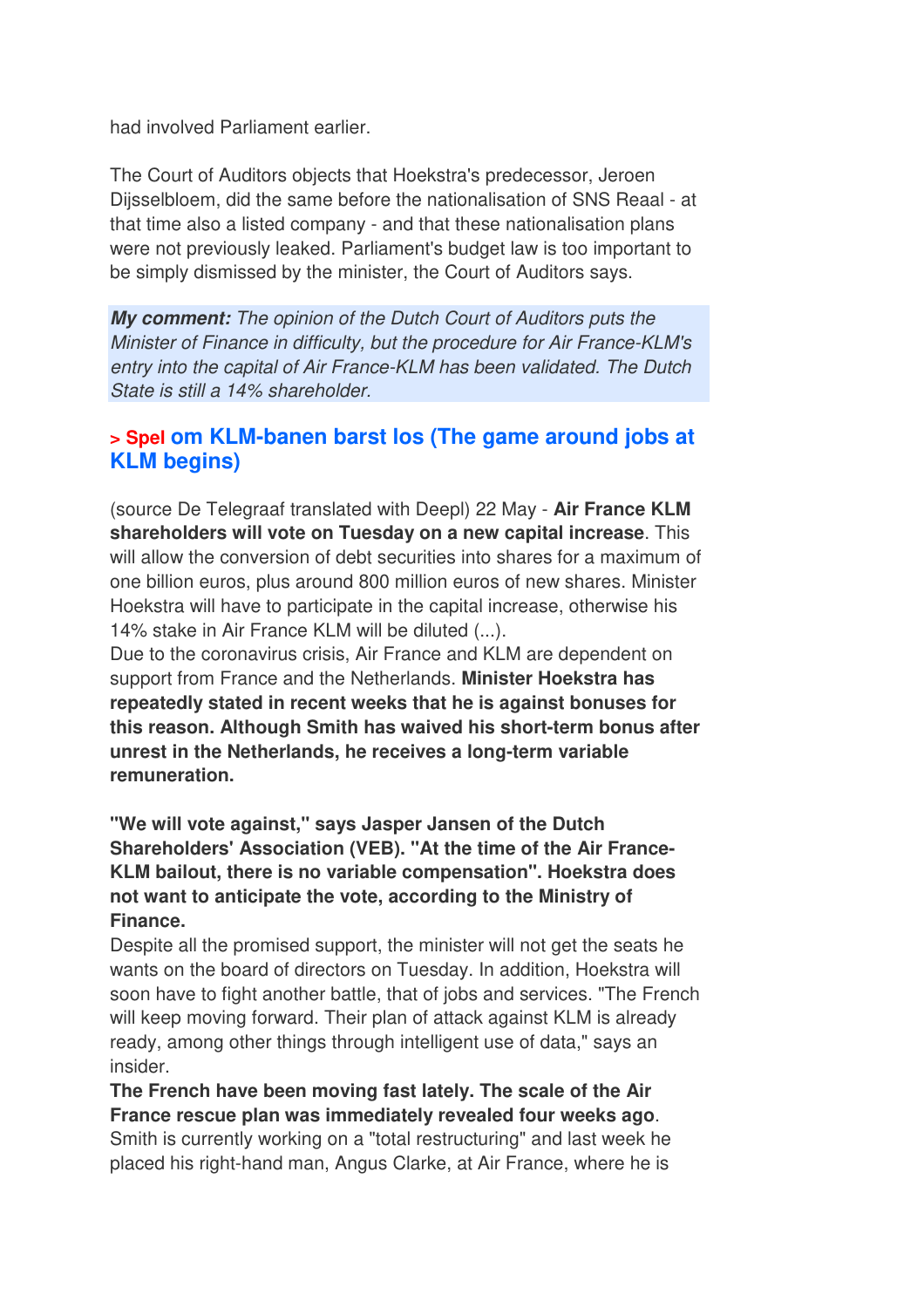had involved Parliament earlier.

The Court of Auditors objects that Hoekstra's predecessor, Jeroen Dijsselbloem, did the same before the nationalisation of SNS Reaal - at that time also a listed company - and that these nationalisation plans were not previously leaked. Parliament's budget law is too important to be simply dismissed by the minister, the Court of Auditors says.

***My comment:*** *The opinion of the Dutch Court of Auditors puts the Minister of Finance in difficulty, but the procedure for Air France-KLM's entry into the capital of Air France-KLM has been validated. The Dutch State is still a 14% shareholder.*

### > Spel om KLM-banen barst los (The game around jobs at KLM begins)

(source De Telegraaf translated with Deepl) 22 May - **Air France KLM shareholders will vote on Tuesday on a new capital increase**. This will allow the conversion of debt securities into shares for a maximum of one billion euros, plus around 800 million euros of new shares. Minister Hoekstra will have to participate in the capital increase, otherwise his 14% stake in Air France KLM will be diluted (...).
Due to the coronavirus crisis, Air France and KLM are dependent on support from France and the Netherlands. **Minister Hoekstra has repeatedly stated in recent weeks that he is against bonuses for this reason. Although Smith has waived his short-term bonus after unrest in the Netherlands, he receives a long-term variable remuneration.**

**"We will vote against," says Jasper Jansen of the Dutch Shareholders' Association (VEB). "At the time of the Air France-KLM bailout, there is no variable compensation". Hoekstra does not want to anticipate the vote, according to the Ministry of Finance.**
Despite all the promised support, the minister will not get the seats he wants on the board of directors on Tuesday. In addition, Hoekstra will soon have to fight another battle, that of jobs and services. "The French will keep moving forward. Their plan of attack against KLM is already ready, among other things through intelligent use of data," says an insider.
**The French have been moving fast lately. The scale of the Air France rescue plan was immediately revealed four weeks ago**. Smith is currently working on a "total restructuring" and last week he placed his right-hand man, Angus Clarke, at Air France, where he is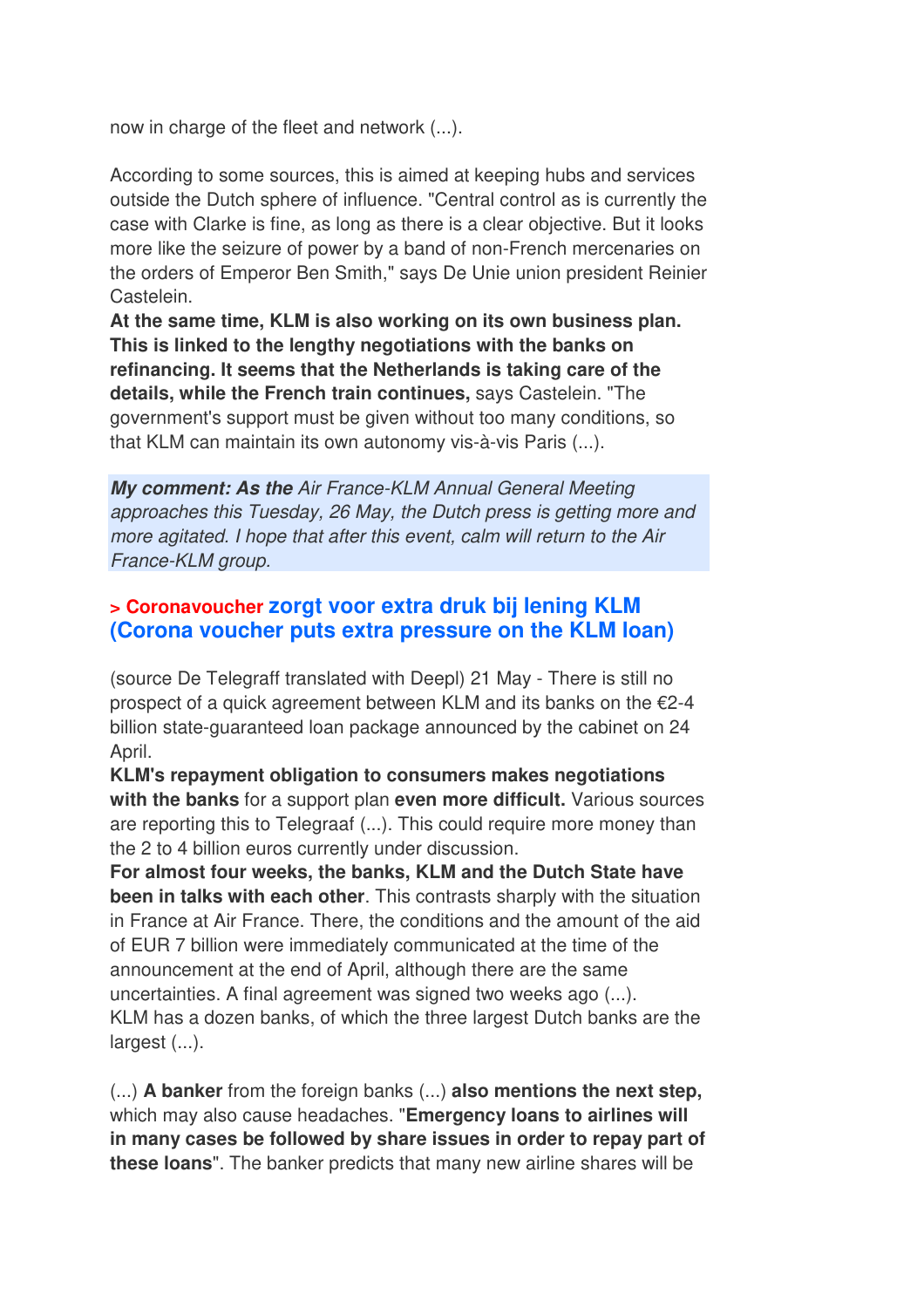now in charge of the fleet and network (...).

According to some sources, this is aimed at keeping hubs and services outside the Dutch sphere of influence. "Central control as is currently the case with Clarke is fine, as long as there is a clear objective. But it looks more like the seizure of power by a band of non-French mercenaries on the orders of Emperor Ben Smith," says De Unie union president Reinier Castelein.
**At the same time, KLM is also working on its own business plan. This is linked to the lengthy negotiations with the banks on refinancing. It seems that the Netherlands is taking care of the details, while the French train continues,** says Castelein. "The government's support must be given without too many conditions, so that KLM can maintain its own autonomy vis-à-vis Paris (...).

***My comment: As the*** *Air France-KLM Annual General Meeting approaches this Tuesday, 26 May, the Dutch press is getting more and more agitated. I hope that after this event, calm will return to the Air France-KLM group.*

### > Coronavoucher zorgt voor extra druk bij lening KLM (Corona voucher puts extra pressure on the KLM loan)

(source De Telegraff translated with Deepl) 21 May - There is still no prospect of a quick agreement between KLM and its banks on the €2-4 billion state-guaranteed loan package announced by the cabinet on 24 April.
**KLM's repayment obligation to consumers makes negotiations with the banks** for a support plan **even more difficult.** Various sources are reporting this to Telegraaf (...). This could require more money than the 2 to 4 billion euros currently under discussion.
**For almost four weeks, the banks, KLM and the Dutch State have been in talks with each other**. This contrasts sharply with the situation in France at Air France. There, the conditions and the amount of the aid of EUR 7 billion were immediately communicated at the time of the announcement at the end of April, although there are the same uncertainties. A final agreement was signed two weeks ago (...).
KLM has a dozen banks, of which the three largest Dutch banks are the largest (...).

(...) **A banker** from the foreign banks (...) **also mentions the next step,** which may also cause headaches. "**Emergency loans to airlines will in many cases be followed by share issues in order to repay part of these loans**". The banker predicts that many new airline shares will be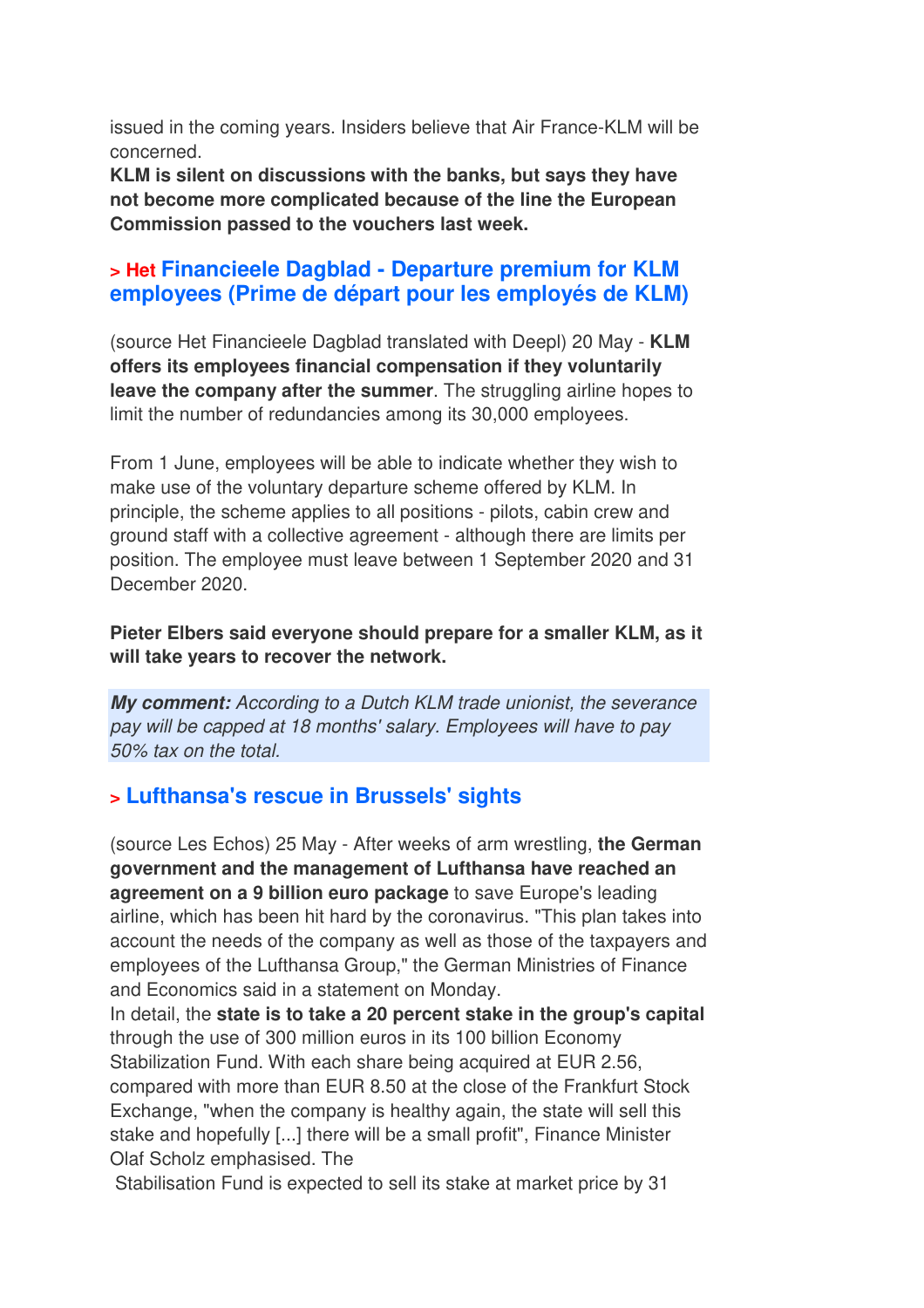issued in the coming years. Insiders believe that Air France-KLM will be concerned.
**KLM is silent on discussions with the banks, but says they have not become more complicated because of the line the European Commission passed to the vouchers last week.**

## > Het Financieele Dagblad - Departure premium for KLM employees (Prime de départ pour les employés de KLM)

(source Het Financieele Dagblad translated with Deepl) 20 May - **KLM offers its employees financial compensation if they voluntarily leave the company after the summer**. The struggling airline hopes to limit the number of redundancies among its 30,000 employees.

From 1 June, employees will be able to indicate whether they wish to make use of the voluntary departure scheme offered by KLM. In principle, the scheme applies to all positions - pilots, cabin crew and ground staff with a collective agreement - although there are limits per position. The employee must leave between 1 September 2020 and 31 December 2020.

**Pieter Elbers said everyone should prepare for a smaller KLM, as it will take years to recover the network.**

***My comment:*** *According to a Dutch KLM trade unionist, the severance pay will be capped at 18 months' salary. Employees will have to pay 50% tax on the total.*

## > Lufthansa's rescue in Brussels' sights

(source Les Echos) 25 May - After weeks of arm wrestling, **the German government and the management of Lufthansa have reached an agreement on a 9 billion euro package** to save Europe's leading airline, which has been hit hard by the coronavirus. "This plan takes into account the needs of the company as well as those of the taxpayers and employees of the Lufthansa Group," the German Ministries of Finance and Economics said in a statement on Monday.
In detail, the **state is to take a 20 percent stake in the group's capital** through the use of 300 million euros in its 100 billion Economy Stabilization Fund. With each share being acquired at EUR 2.56, compared with more than EUR 8.50 at the close of the Frankfurt Stock Exchange, "when the company is healthy again, the state will sell this stake and hopefully [...] there will be a small profit", Finance Minister Olaf Scholz emphasised. The
Stabilisation Fund is expected to sell its stake at market price by 31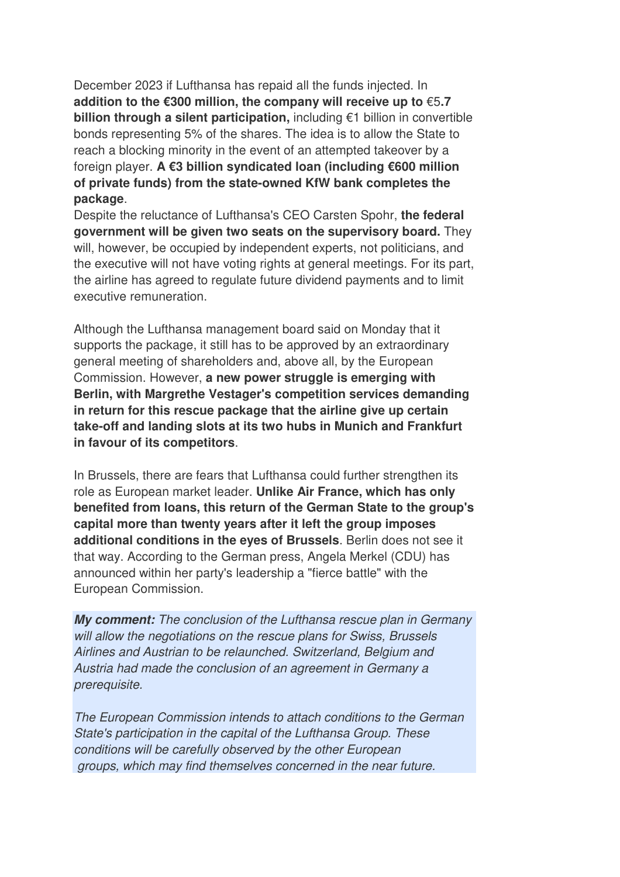December 2023 if Lufthansa has repaid all the funds injected. In **addition to the €300 million, the company will receive up to** €5**.7 billion through a silent participation,** including €1 billion in convertible bonds representing 5% of the shares. The idea is to allow the State to reach a blocking minority in the event of an attempted takeover by a foreign player. **A €3 billion syndicated loan (including €600 million of private funds) from the state-owned KfW bank completes the package**.
Despite the reluctance of Lufthansa's CEO Carsten Spohr, **the federal government will be given two seats on the supervisory board.** They will, however, be occupied by independent experts, not politicians, and the executive will not have voting rights at general meetings. For its part, the airline has agreed to regulate future dividend payments and to limit executive remuneration.

Although the Lufthansa management board said on Monday that it supports the package, it still has to be approved by an extraordinary general meeting of shareholders and, above all, by the European Commission. However, **a new power struggle is emerging with Berlin, with Margrethe Vestager's competition services demanding in return for this rescue package that the airline give up certain take-off and landing slots at its two hubs in Munich and Frankfurt in favour of its competitors**.

In Brussels, there are fears that Lufthansa could further strengthen its role as European market leader. **Unlike Air France, which has only benefited from loans, this return of the German State to the group's capital more than twenty years after it left the group imposes additional conditions in the eyes of Brussels**. Berlin does not see it that way. According to the German press, Angela Merkel (CDU) has announced within her party's leadership a "fierce battle" with the European Commission.

***My comment:*** *The conclusion of the Lufthansa rescue plan in Germany will allow the negotiations on the rescue plans for Swiss, Brussels Airlines and Austrian to be relaunched. Switzerland, Belgium and Austria had made the conclusion of an agreement in Germany a prerequisite.*

*The European Commission intends to attach conditions to the German State's participation in the capital of the Lufthansa Group. These conditions will be carefully observed by the other European groups, which may find themselves concerned in the near future.*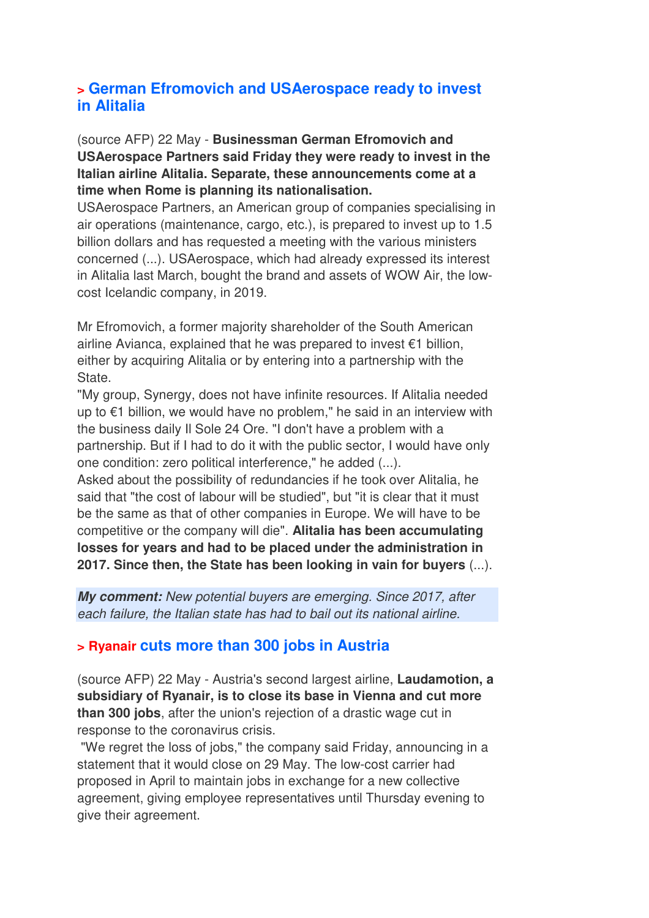## > German Efromovich and USAerospace ready to invest in Alitalia

(source AFP) 22 May - **Businessman German Efromovich and USAerospace Partners said Friday they were ready to invest in the Italian airline Alitalia. Separate, these announcements come at a time when Rome is planning its nationalisation.**
USAerospace Partners, an American group of companies specialising in air operations (maintenance, cargo, etc.), is prepared to invest up to 1.5 billion dollars and has requested a meeting with the various ministers concerned (...). USAerospace, which had already expressed its interest in Alitalia last March, bought the brand and assets of WOW Air, the low-cost Icelandic company, in 2019.

Mr Efromovich, a former majority shareholder of the South American airline Avianca, explained that he was prepared to invest €1 billion, either by acquiring Alitalia or by entering into a partnership with the State.
"My group, Synergy, does not have infinite resources. If Alitalia needed up to €1 billion, we would have no problem," he said in an interview with the business daily Il Sole 24 Ore. "I don't have a problem with a partnership. But if I had to do it with the public sector, I would have only one condition: zero political interference," he added (...).
Asked about the possibility of redundancies if he took over Alitalia, he said that "the cost of labour will be studied", but "it is clear that it must be the same as that of other companies in Europe. We will have to be competitive or the company will die". **Alitalia has been accumulating losses for years and had to be placed under the administration in 2017. Since then, the State has been looking in vain for buyers** (...).

***My comment:*** *New potential buyers are emerging. Since 2017, after each failure, the Italian state has had to bail out its national airline.*

## > Ryanair cuts more than 300 jobs in Austria

(source AFP) 22 May - Austria's second largest airline, **Laudamotion, a subsidiary of Ryanair, is to close its base in Vienna and cut more than 300 jobs**, after the union's rejection of a drastic wage cut in response to the coronavirus crisis.
"We regret the loss of jobs," the company said Friday, announcing in a statement that it would close on 29 May. The low-cost carrier had proposed in April to maintain jobs in exchange for a new collective agreement, giving employee representatives until Thursday evening to give their agreement.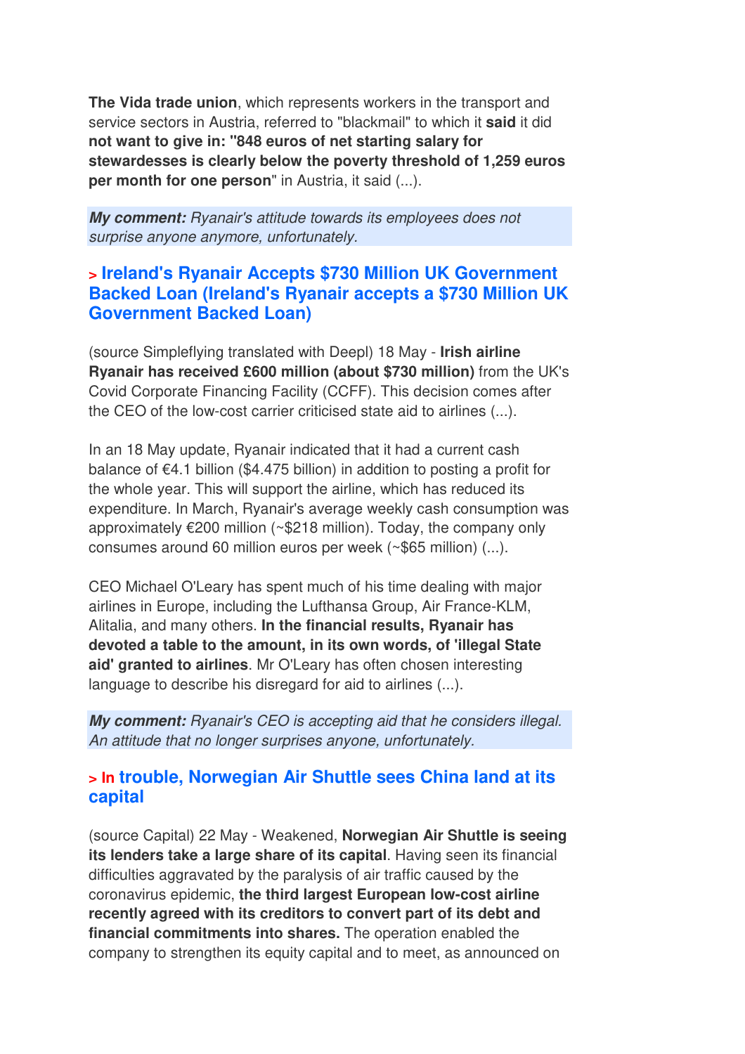**The Vida trade union**, which represents workers in the transport and service sectors in Austria, referred to "blackmail" to which it **said** it did **not want to give in: "848 euros of net starting salary for stewardesses is clearly below the poverty threshold of 1,259 euros per month for one person**" in Austria, it said (...).

***My comment:*** *Ryanair's attitude towards its employees does not surprise anyone anymore, unfortunately.*

### > Ireland's Ryanair Accepts $730 Million UK Government Backed Loan (Ireland's Ryanair accepts a $730 Million UK Government Backed Loan)

(source Simpleflying translated with Deepl) 18 May - **Irish airline Ryanair has received £600 million (about $730 million)** from the UK's Covid Corporate Financing Facility (CCFF). This decision comes after the CEO of the low-cost carrier criticised state aid to airlines (...).

In an 18 May update, Ryanair indicated that it had a current cash balance of €4.1 billion ($4.475 billion) in addition to posting a profit for the whole year. This will support the airline, which has reduced its expenditure. In March, Ryanair's average weekly cash consumption was approximately €200 million (~$218 million). Today, the company only consumes around 60 million euros per week (~$65 million) (...).

CEO Michael O'Leary has spent much of his time dealing with major airlines in Europe, including the Lufthansa Group, Air France-KLM, Alitalia, and many others. **In the financial results, Ryanair has devoted a table to the amount, in its own words, of 'illegal State aid' granted to airlines**. Mr O'Leary has often chosen interesting language to describe his disregard for aid to airlines (...).

***My comment:*** *Ryanair's CEO is accepting aid that he considers illegal. An attitude that no longer surprises anyone, unfortunately.*

### > In trouble, Norwegian Air Shuttle sees China land at its capital

(source Capital) 22 May - Weakened, **Norwegian Air Shuttle is seeing its lenders take a large share of its capital**. Having seen its financial difficulties aggravated by the paralysis of air traffic caused by the coronavirus epidemic, **the third largest European low-cost airline recently agreed with its creditors to convert part of its debt and financial commitments into shares.** The operation enabled the company to strengthen its equity capital and to meet, as announced on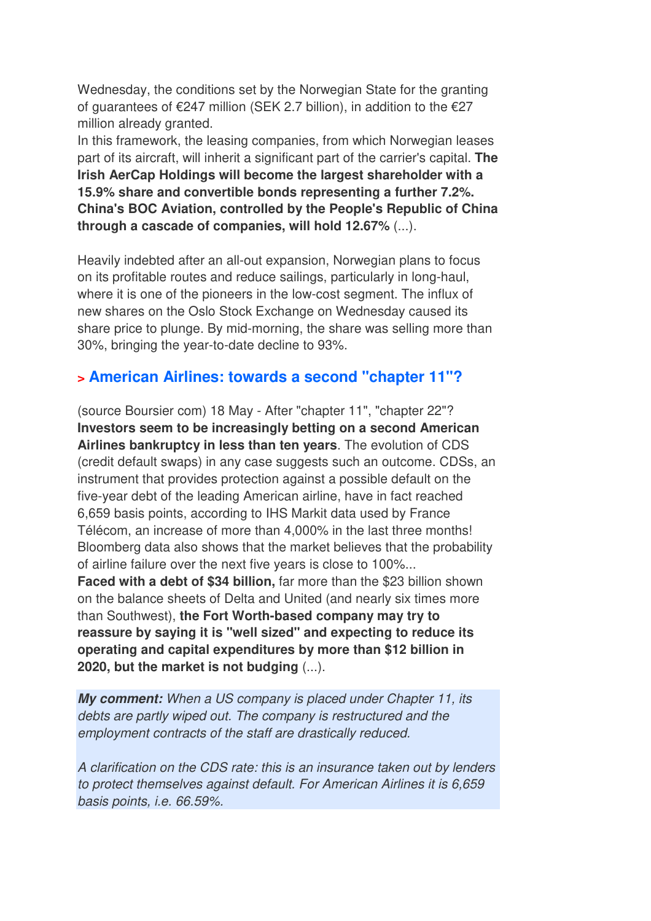Wednesday, the conditions set by the Norwegian State for the granting of guarantees of €247 million (SEK 2.7 billion), in addition to the €27 million already granted.
In this framework, the leasing companies, from which Norwegian leases part of its aircraft, will inherit a significant part of the carrier's capital. **The Irish AerCap Holdings will become the largest shareholder with a 15.9% share and convertible bonds representing a further 7.2%. China's BOC Aviation, controlled by the People's Republic of China through a cascade of companies, will hold 12.67%** (...).

Heavily indebted after an all-out expansion, Norwegian plans to focus on its profitable routes and reduce sailings, particularly in long-haul, where it is one of the pioneers in the low-cost segment. The influx of new shares on the Oslo Stock Exchange on Wednesday caused its share price to plunge. By mid-morning, the share was selling more than 30%, bringing the year-to-date decline to 93%.

## > American Airlines: towards a second "chapter 11"?

(source Boursier com) 18 May - After "chapter 11", "chapter 22"? **Investors seem to be increasingly betting on a second American Airlines bankruptcy in less than ten years**. The evolution of CDS (credit default swaps) in any case suggests such an outcome. CDSs, an instrument that provides protection against a possible default on the five-year debt of the leading American airline, have in fact reached 6,659 basis points, according to IHS Markit data used by France Télécom, an increase of more than 4,000% in the last three months! Bloomberg data also shows that the market believes that the probability of airline failure over the next five years is close to 100%...
**Faced with a debt of $34 billion,** far more than the $23 billion shown on the balance sheets of Delta and United (and nearly six times more than Southwest), **the Fort Worth-based company may try to reassure by saying it is "well sized" and expecting to reduce its operating and capital expenditures by more than $12 billion in 2020, but the market is not budging** (...).

***My comment:*** *When a US company is placed under Chapter 11, its debts are partly wiped out. The company is restructured and the employment contracts of the staff are drastically reduced.*

*A clarification on the CDS rate: this is an insurance taken out by lenders to protect themselves against default. For American Airlines it is 6,659 basis points, i.e. 66.59%.*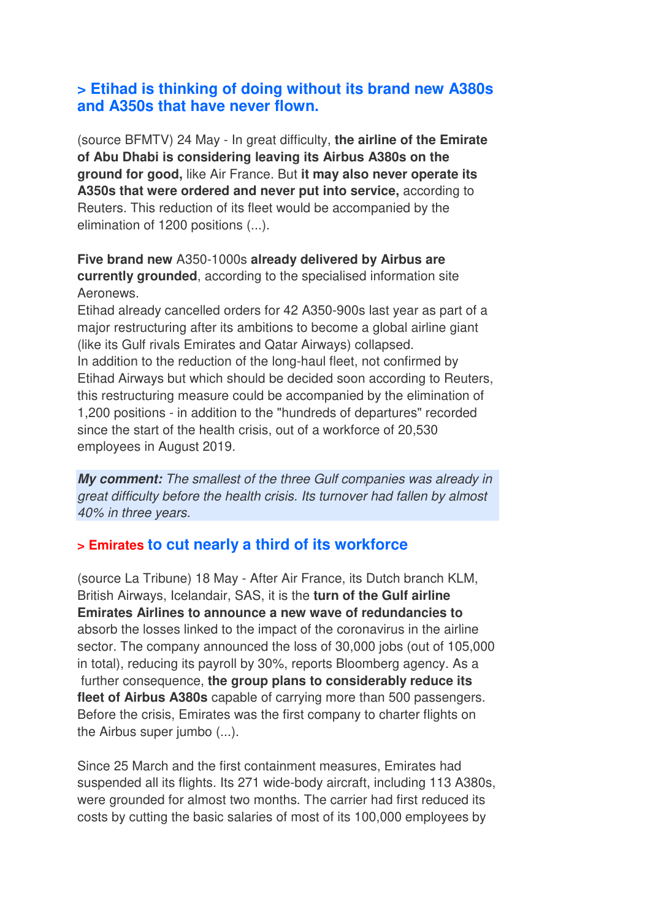## > Etihad is thinking of doing without its brand new A380s and A350s that have never flown.

(source BFMTV) 24 May - In great difficulty, **the airline of the Emirate of Abu Dhabi is considering leaving its Airbus A380s on the ground for good,** like Air France. But **it may also never operate its A350s that were ordered and never put into service,** according to Reuters. This reduction of its fleet would be accompanied by the elimination of 1200 positions (...).

**Five brand new** A350-1000s **already delivered by Airbus are currently grounded**, according to the specialised information site Aeronews.
Etihad already cancelled orders for 42 A350-900s last year as part of a major restructuring after its ambitions to become a global airline giant (like its Gulf rivals Emirates and Qatar Airways) collapsed.
In addition to the reduction of the long-haul fleet, not confirmed by Etihad Airways but which should be decided soon according to Reuters, this restructuring measure could be accompanied by the elimination of 1,200 positions - in addition to the "hundreds of departures" recorded since the start of the health crisis, out of a workforce of 20,530 employees in August 2019.

***My comment:*** *The smallest of the three Gulf companies was already in great difficulty before the health crisis. Its turnover had fallen by almost 40% in three years.*

## > Emirates to cut nearly a third of its workforce

(source La Tribune) 18 May - After Air France, its Dutch branch KLM, British Airways, Icelandair, SAS, it is the **turn of the Gulf airline Emirates Airlines to announce a new wave of redundancies to** absorb the losses linked to the impact of the coronavirus in the airline sector. The company announced the loss of 30,000 jobs (out of 105,000 in total), reducing its payroll by 30%, reports Bloomberg agency. As a further consequence, **the group plans to considerably reduce its fleet of Airbus A380s** capable of carrying more than 500 passengers. Before the crisis, Emirates was the first company to charter flights on the Airbus super jumbo (...).

Since 25 March and the first containment measures, Emirates had suspended all its flights. Its 271 wide-body aircraft, including 113 A380s, were grounded for almost two months. The carrier had first reduced its costs by cutting the basic salaries of most of its 100,000 employees by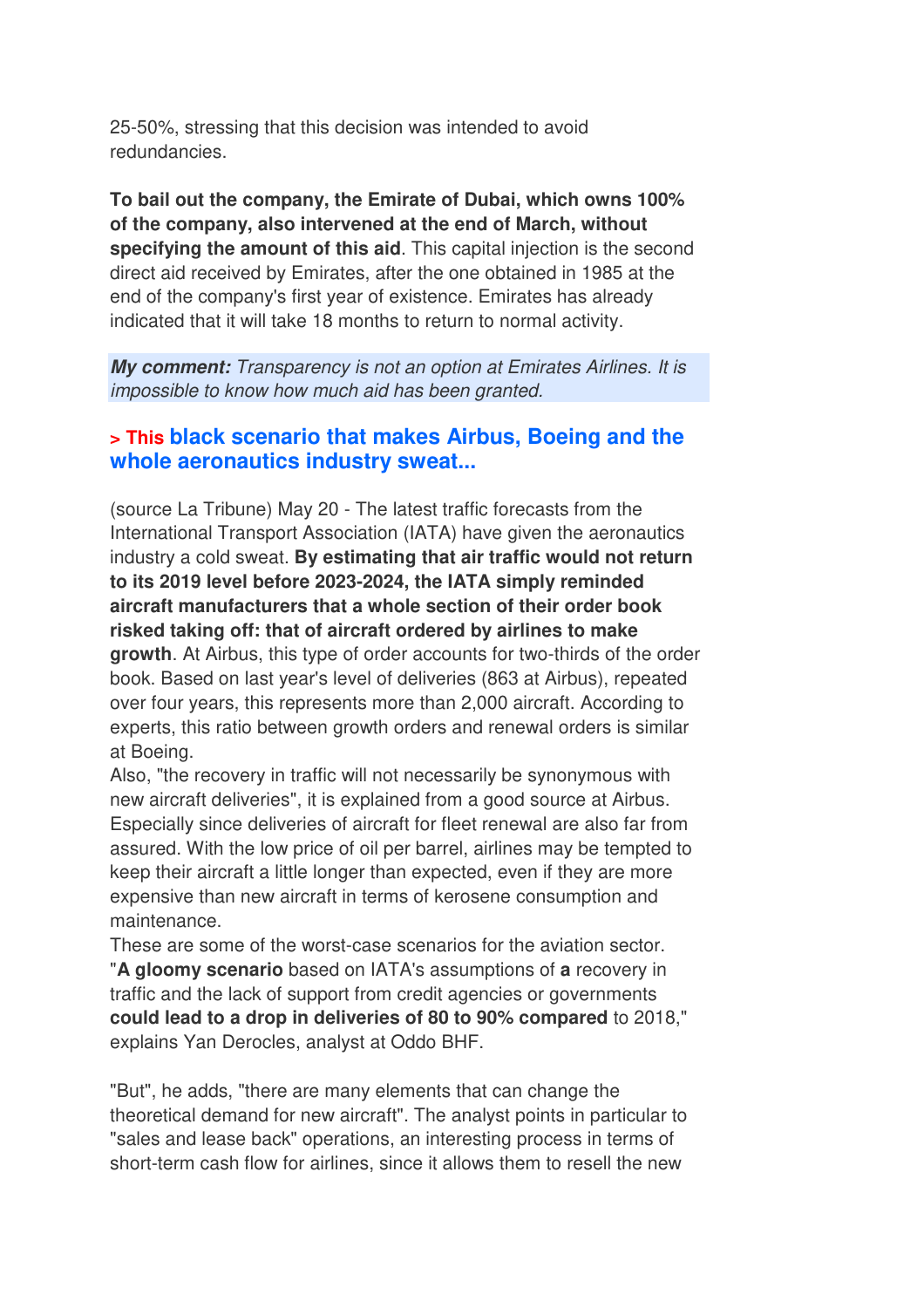25-50%, stressing that this decision was intended to avoid redundancies.

**To bail out the company, the Emirate of Dubai, which owns 100% of the company, also intervened at the end of March, without specifying the amount of this aid**. This capital injection is the second direct aid received by Emirates, after the one obtained in 1985 at the end of the company's first year of existence. Emirates has already indicated that it will take 18 months to return to normal activity.

***My comment:*** *Transparency is not an option at Emirates Airlines. It is impossible to know how much aid has been granted.*

### > This black scenario that makes Airbus, Boeing and the whole aeronautics industry sweat...

(source La Tribune) May 20 - The latest traffic forecasts from the International Transport Association (IATA) have given the aeronautics industry a cold sweat. **By estimating that air traffic would not return to its 2019 level before 2023-2024, the IATA simply reminded aircraft manufacturers that a whole section of their order book risked taking off: that of aircraft ordered by airlines to make growth**. At Airbus, this type of order accounts for two-thirds of the order book. Based on last year's level of deliveries (863 at Airbus), repeated over four years, this represents more than 2,000 aircraft. According to experts, this ratio between growth orders and renewal orders is similar at Boeing.

Also, "the recovery in traffic will not necessarily be synonymous with new aircraft deliveries", it is explained from a good source at Airbus. Especially since deliveries of aircraft for fleet renewal are also far from assured. With the low price of oil per barrel, airlines may be tempted to keep their aircraft a little longer than expected, even if they are more expensive than new aircraft in terms of kerosene consumption and maintenance.

These are some of the worst-case scenarios for the aviation sector. "**A gloomy scenario** based on IATA's assumptions of **a** recovery in traffic and the lack of support from credit agencies or governments **could lead to a drop in deliveries of 80 to 90% compared** to 2018," explains Yan Derocles, analyst at Oddo BHF.

"But", he adds, "there are many elements that can change the theoretical demand for new aircraft". The analyst points in particular to "sales and lease back" operations, an interesting process in terms of short-term cash flow for airlines, since it allows them to resell the new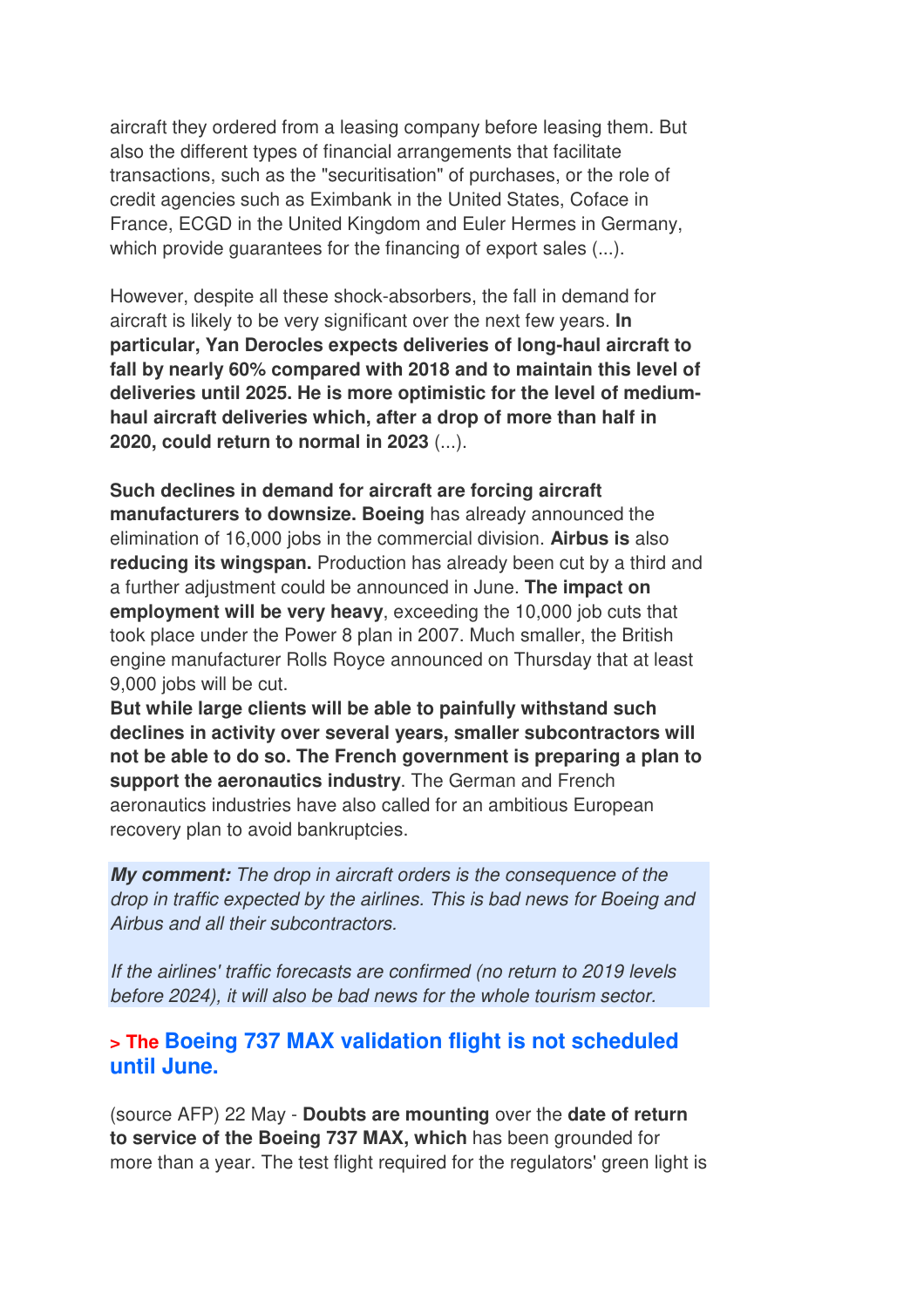aircraft they ordered from a leasing company before leasing them. But also the different types of financial arrangements that facilitate transactions, such as the "securitisation" of purchases, or the role of credit agencies such as Eximbank in the United States, Coface in France, ECGD in the United Kingdom and Euler Hermes in Germany, which provide guarantees for the financing of export sales (...).

However, despite all these shock-absorbers, the fall in demand for aircraft is likely to be very significant over the next few years. **In particular, Yan Derocles expects deliveries of long-haul aircraft to fall by nearly 60% compared with 2018 and to maintain this level of deliveries until 2025. He is more optimistic for the level of medium-haul aircraft deliveries which, after a drop of more than half in 2020, could return to normal in 2023** (...).

**Such declines in demand for aircraft are forcing aircraft manufacturers to downsize. Boeing** has already announced the elimination of 16,000 jobs in the commercial division. **Airbus is** also **reducing its wingspan.** Production has already been cut by a third and a further adjustment could be announced in June. **The impact on employment will be very heavy**, exceeding the 10,000 job cuts that took place under the Power 8 plan in 2007. Much smaller, the British engine manufacturer Rolls Royce announced on Thursday that at least 9,000 jobs will be cut.

**But while large clients will be able to painfully withstand such declines in activity over several years, smaller subcontractors will not be able to do so. The French government is preparing a plan to support the aeronautics industry**. The German and French aeronautics industries have also called for an ambitious European recovery plan to avoid bankruptcies.

***My comment:*** *The drop in aircraft orders is the consequence of the drop in traffic expected by the airlines. This is bad news for Boeing and Airbus and all their subcontractors.*

*If the airlines' traffic forecasts are confirmed (no return to 2019 levels before 2024), it will also be bad news for the whole tourism sector.*

### > The Boeing 737 MAX validation flight is not scheduled until June.

(source AFP) 22 May - **Doubts are mounting** over the **date of return to service of the Boeing 737 MAX, which** has been grounded for more than a year. The test flight required for the regulators' green light is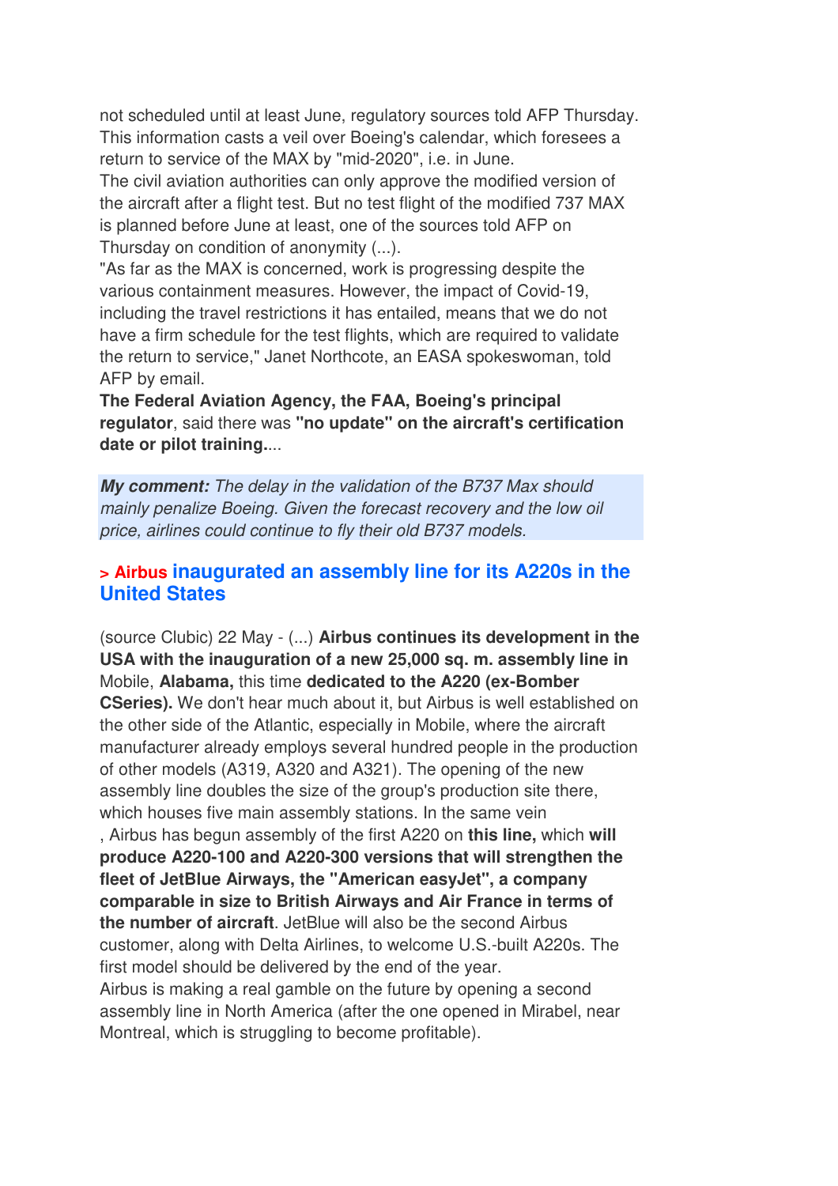not scheduled until at least June, regulatory sources told AFP Thursday. This information casts a veil over Boeing's calendar, which foresees a return to service of the MAX by "mid-2020", i.e. in June.
The civil aviation authorities can only approve the modified version of the aircraft after a flight test. But no test flight of the modified 737 MAX is planned before June at least, one of the sources told AFP on Thursday on condition of anonymity (...).
"As far as the MAX is concerned, work is progressing despite the various containment measures. However, the impact of Covid-19, including the travel restrictions it has entailed, means that we do not have a firm schedule for the test flights, which are required to validate the return to service," Janet Northcote, an EASA spokeswoman, told AFP by email.
**The Federal Aviation Agency, the FAA, Boeing's principal regulator**, said there was **"no update" on the aircraft's certification date or pilot training.**...

***My comment:*** *The delay in the validation of the B737 Max should mainly penalize Boeing. Given the forecast recovery and the low oil price, airlines could continue to fly their old B737 models.*

## > Airbus inaugurated an assembly line for its A220s in the United States

(source Clubic) 22 May - (...) **Airbus continues its development in the USA with the inauguration of a new 25,000 sq. m. assembly line in** Mobile, **Alabama,** this time **dedicated to the A220 (ex-Bomber CSeries).** We don't hear much about it, but Airbus is well established on the other side of the Atlantic, especially in Mobile, where the aircraft manufacturer already employs several hundred people in the production of other models (A319, A320 and A321). The opening of the new assembly line doubles the size of the group's production site there, which houses five main assembly stations. In the same vein
, Airbus has begun assembly of the first A220 on **this line,** which **will produce A220-100 and A220-300 versions that will strengthen the fleet of JetBlue Airways, the "American easyJet", a company comparable in size to British Airways and Air France in terms of the number of aircraft**. JetBlue will also be the second Airbus customer, along with Delta Airlines, to welcome U.S.-built A220s. The first model should be delivered by the end of the year.
Airbus is making a real gamble on the future by opening a second assembly line in North America (after the one opened in Mirabel, near Montreal, which is struggling to become profitable).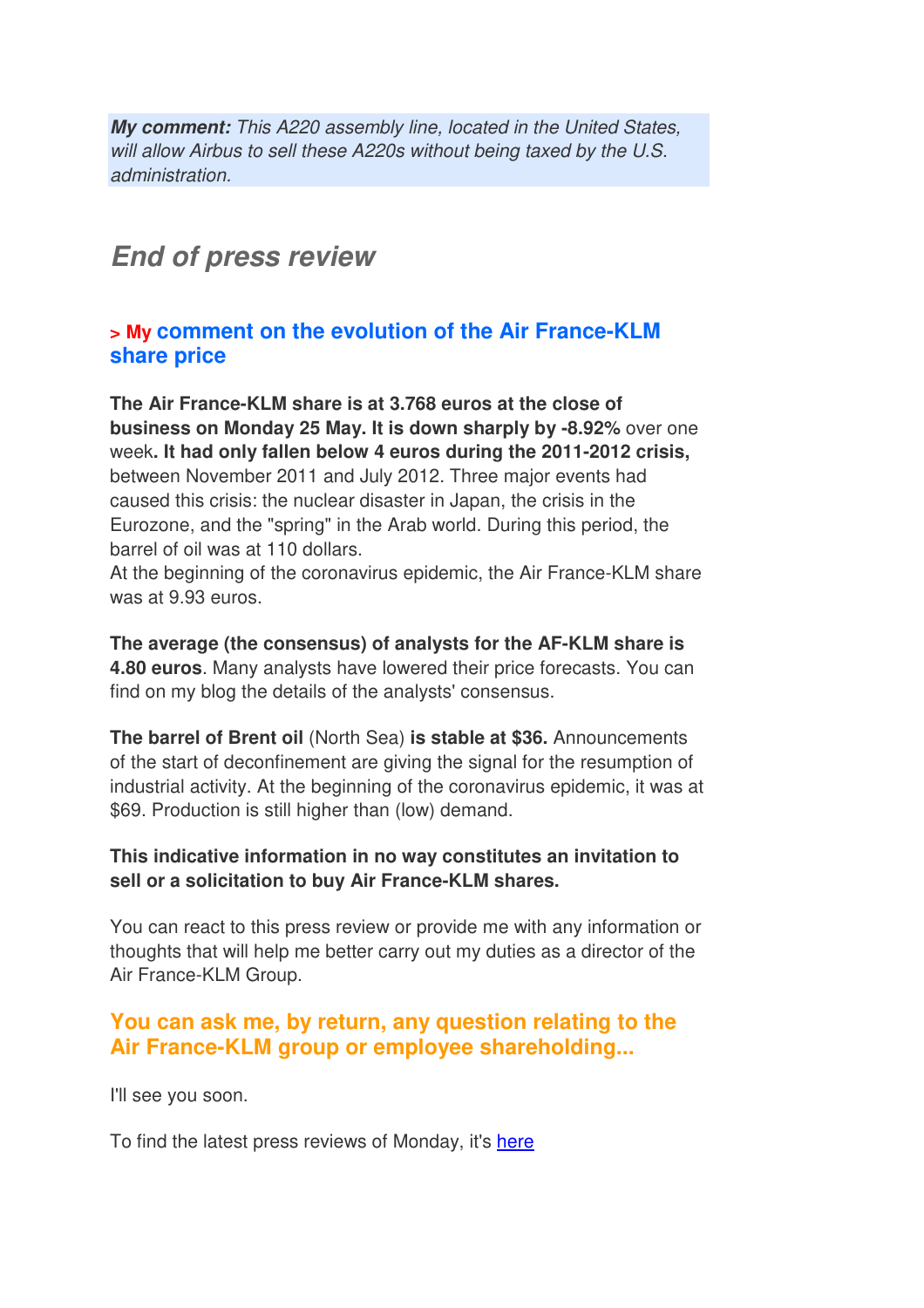***My comment:** This A220 assembly line, located in the United States, will allow Airbus to sell these A220s without being taxed by the U.S. administration.*

## *End of press review*

### > My comment on the evolution of the Air France-KLM share price

**The Air France-KLM share is at 3.768 euros at the close of business on Monday 25 May. It is down sharply by -8.92%** over one week**. It had only fallen below 4 euros during the 2011-2012 crisis,** between November 2011 and July 2012. Three major events had caused this crisis: the nuclear disaster in Japan, the crisis in the Eurozone, and the "spring" in the Arab world. During this period, the barrel of oil was at 110 dollars.
At the beginning of the coronavirus epidemic, the Air France-KLM share was at 9.93 euros.

**The average (the consensus) of analysts for the AF-KLM share is 4.80 euros**. Many analysts have lowered their price forecasts. You can find on my blog the details of the analysts' consensus.

**The barrel of Brent oil** (North Sea) **is stable at $36.** Announcements of the start of deconfinement are giving the signal for the resumption of industrial activity. At the beginning of the coronavirus epidemic, it was at $69. Production is still higher than (low) demand.

**This indicative information in no way constitutes an invitation to sell or a solicitation to buy Air France-KLM shares.**

You can react to this press review or provide me with any information or thoughts that will help me better carry out my duties as a director of the Air France-KLM Group.

### You can ask me, by return, any question relating to the Air France-KLM group or employee shareholding...

I'll see you soon.

To find the latest press reviews of Monday, it's [here]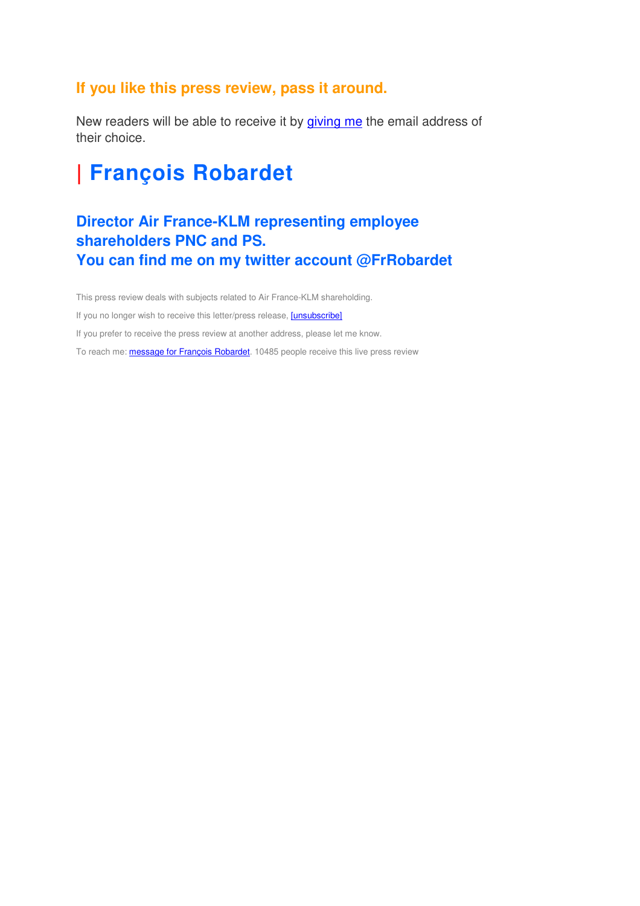## If you like this press review, pass it around.

New readers will be able to receive it by giving me the email address of their choice.

# | François Robardet

### Director Air France-KLM representing employee shareholders PNC and PS.
### You can find me on my twitter account @FrRobardet

This press review deals with subjects related to Air France-KLM shareholding.

If you no longer wish to receive this letter/press release, [unsubscribe]

If you prefer to receive the press review at another address, please let me know.

To reach me: message for François Robardet. 10485 people receive this live press review